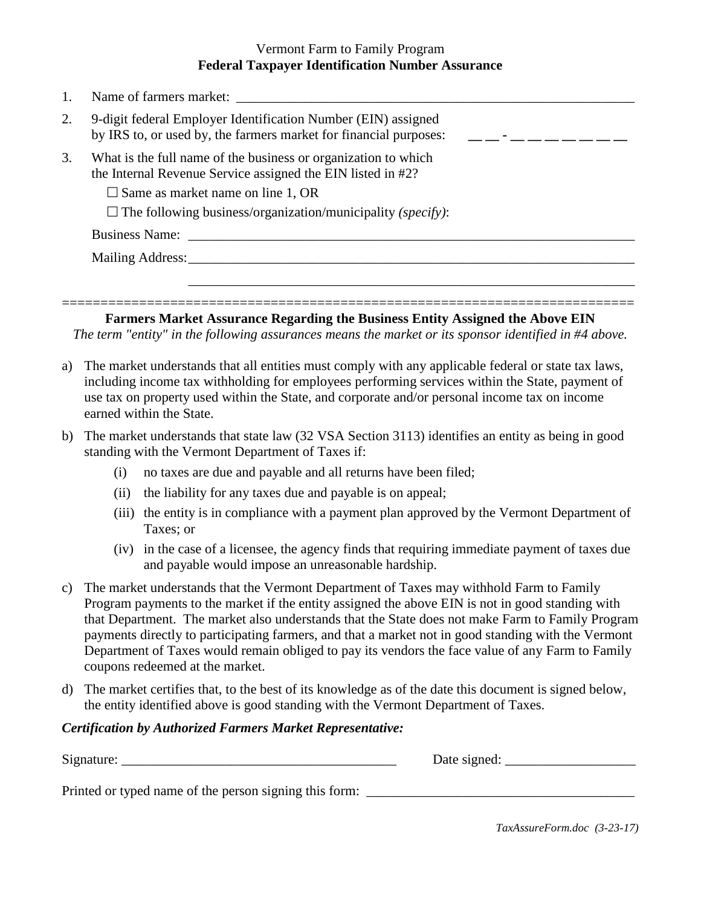Vermont Farm to Family Program

**Federal Taxpayer Identification Number Assurance**

1. Name of farmers market: ______________________________________________________________

2. 9-digit federal Employer Identification Number (EIN) assigned by IRS to, or used by, the farmers market for financial purposes: __ __ - __ __ __ __ __ __ __

3. What is the full name of the business or organization to which the Internal Revenue Service assigned the EIN listed in #2?

   ☐ Same as market name on line 1, OR

   ☐ The following business/organization/municipality *(specify)*:

   Business Name: ______________________________________________________________

   Mailing Address: ______________________________________________________________

   ______________________________________________________________

==========================================================================

**Farmers Market Assurance Regarding the Business Entity Assigned the Above EIN**

*The term "entity" in the following assurances means the market or its sponsor identified in #4 above.*

a) The market understands that all entities must comply with any applicable federal or state tax laws, including income tax withholding for employees performing services within the State, payment of use tax on property used within the State, and corporate and/or personal income tax on income earned within the State.

b) The market understands that state law (32 VSA Section 3113) identifies an entity as being in good standing with the Vermont Department of Taxes if:

   (i) no taxes are due and payable and all returns have been filed;

   (ii) the liability for any taxes due and payable is on appeal;

   (iii) the entity is in compliance with a payment plan approved by the Vermont Department of Taxes; or

   (iv) in the case of a licensee, the agency finds that requiring immediate payment of taxes due and payable would impose an unreasonable hardship.

c) The market understands that the Vermont Department of Taxes may withhold Farm to Family Program payments to the market if the entity assigned the above EIN is not in good standing with that Department. The market also understands that the State does not make Farm to Family Program payments directly to participating farmers, and that a market not in good standing with the Vermont Department of Taxes would remain obliged to pay its vendors the face value of any Farm to Family coupons redeemed at the market.

d) The market certifies that, to the best of its knowledge as of the date this document is signed below, the entity identified above is good standing with the Vermont Department of Taxes.

***Certification by Authorized Farmers Market Representative:***

Signature: ________________________________________ Date signed: ___________________

Printed or typed name of the person signing this form: ________________________________________

*TaxAssureForm.doc (3-23-17)*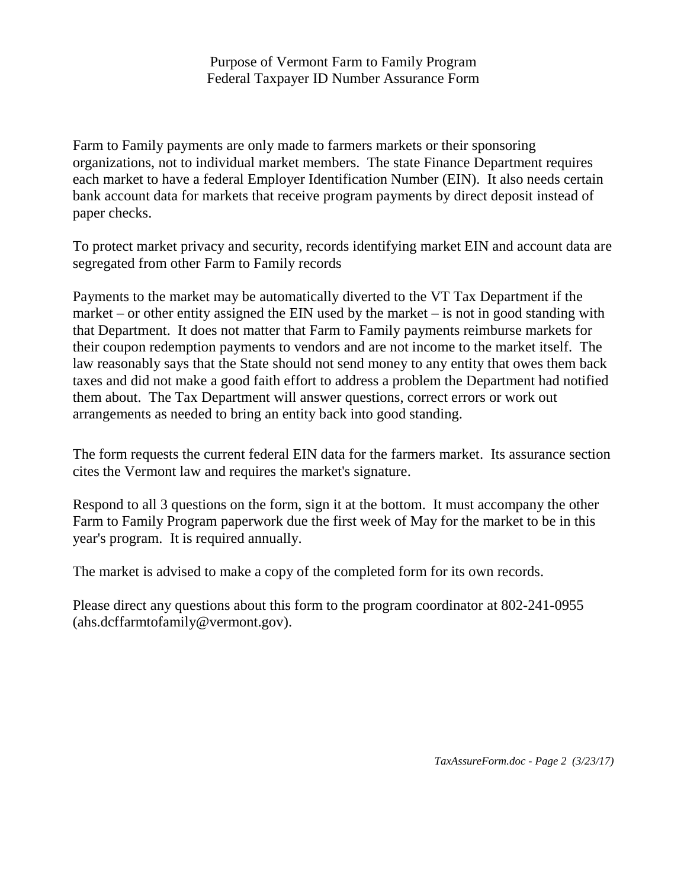# Purpose of Vermont Farm to Family Program
## Federal Taxpayer ID Number Assurance Form

Farm to Family payments are only made to farmers markets or their sponsoring organizations, not to individual market members. The state Finance Department requires each market to have a federal Employer Identification Number (EIN). It also needs certain bank account data for markets that receive program payments by direct deposit instead of paper checks.

To protect market privacy and security, records identifying market EIN and account data are segregated from other Farm to Family records

Payments to the market may be automatically diverted to the VT Tax Department if the market – or other entity assigned the EIN used by the market – is not in good standing with that Department. It does not matter that Farm to Family payments reimburse markets for their coupon redemption payments to vendors and are not income to the market itself. The law reasonably says that the State should not send money to any entity that owes them back taxes and did not make a good faith effort to address a problem the Department had notified them about. The Tax Department will answer questions, correct errors or work out arrangements as needed to bring an entity back into good standing.

The form requests the current federal EIN data for the farmers market. Its assurance section cites the Vermont law and requires the market's signature.

Respond to all 3 questions on the form, sign it at the bottom. It must accompany the other Farm to Family Program paperwork due the first week of May for the market to be in this year's program. It is required annually.

The market is advised to make a copy of the completed form for its own records.

Please direct any questions about this form to the program coordinator at 802-241-0955 (ahs.dcffarmtofamily@vermont.gov).